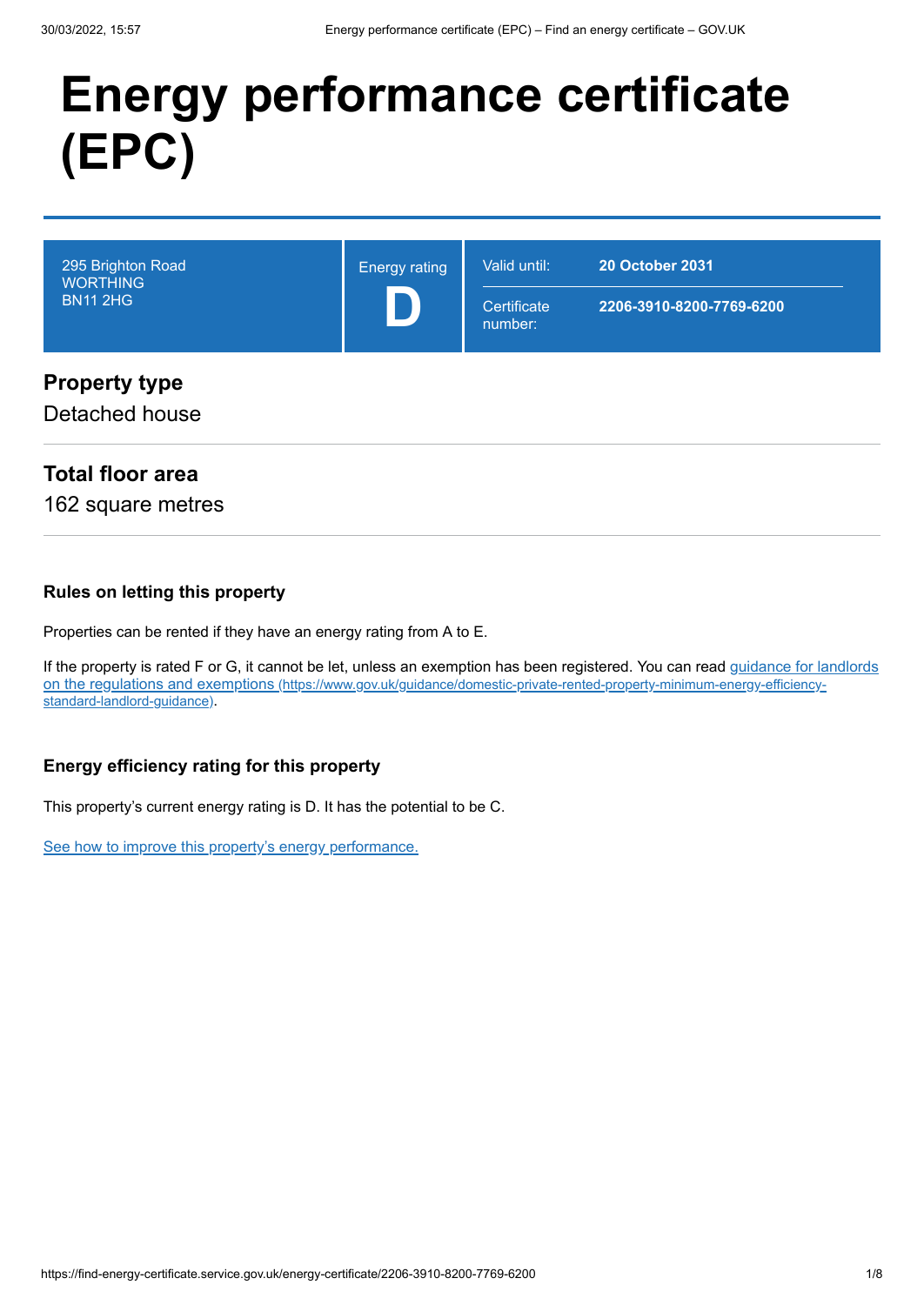# Energy performance certificate (EPC)

| 295 Brighton Road<br>WORTHING<br>BN11 2HG | Energy rating<br>**D** | Valid until: | **20 October 2031** |
|---|---|---|---|
| | | Certificate number: | **2206-3910-8200-7769-6200** |

## Property type

Detached house

## Total floor area

162 square metres

### Rules on letting this property

Properties can be rented if they have an energy rating from A to E.

If the property is rated F or G, it cannot be let, unless an exemption has been registered. You can read [guidance for landlords on the regulations and exemptions (https://www.gov.uk/guidance/domestic-private-rented-property-minimum-energy-efficiency-standard-landlord-guidance)](https://www.gov.uk/guidance/domestic-private-rented-property-minimum-energy-efficiency-standard-landlord-guidance).

### Energy efficiency rating for this property

This property's current energy rating is D. It has the potential to be C.

See how to improve this property's energy performance.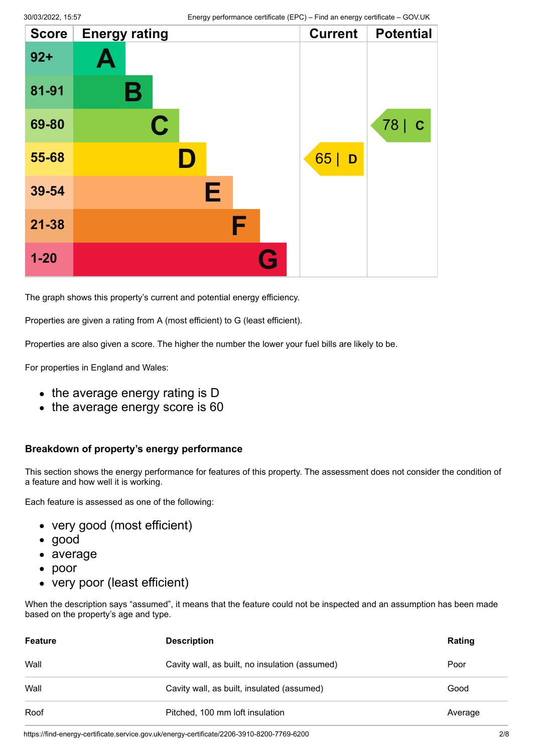| Score | Energy rating | Current | Potential |
|---|---|---|---|
| 92+ | A | | |
| 81-91 | B | | |
| 69-80 | C | | 78 \| C |
| 55-68 | D | 65 \| D | |
| 39-54 | E | | |
| 21-38 | F | | |
| 1-20 | G | | |

The graph shows this property's current and potential energy efficiency.

Properties are given a rating from A (most efficient) to G (least efficient).

Properties are also given a score. The higher the number the lower your fuel bills are likely to be.

For properties in England and Wales:

- the average energy rating is D
- the average energy score is 60

### Breakdown of property's energy performance

This section shows the energy performance for features of this property. The assessment does not consider the condition of a feature and how well it is working.

Each feature is assessed as one of the following:

- very good (most efficient)
- good
- average
- poor
- very poor (least efficient)

When the description says "assumed", it means that the feature could not be inspected and an assumption has been made based on the property's age and type.

| Feature | Description | Rating |
|---|---|---|
| Wall | Cavity wall, as built, no insulation (assumed) | Poor |
| Wall | Cavity wall, as built, insulated (assumed) | Good |
| Roof | Pitched, 100 mm loft insulation | Average |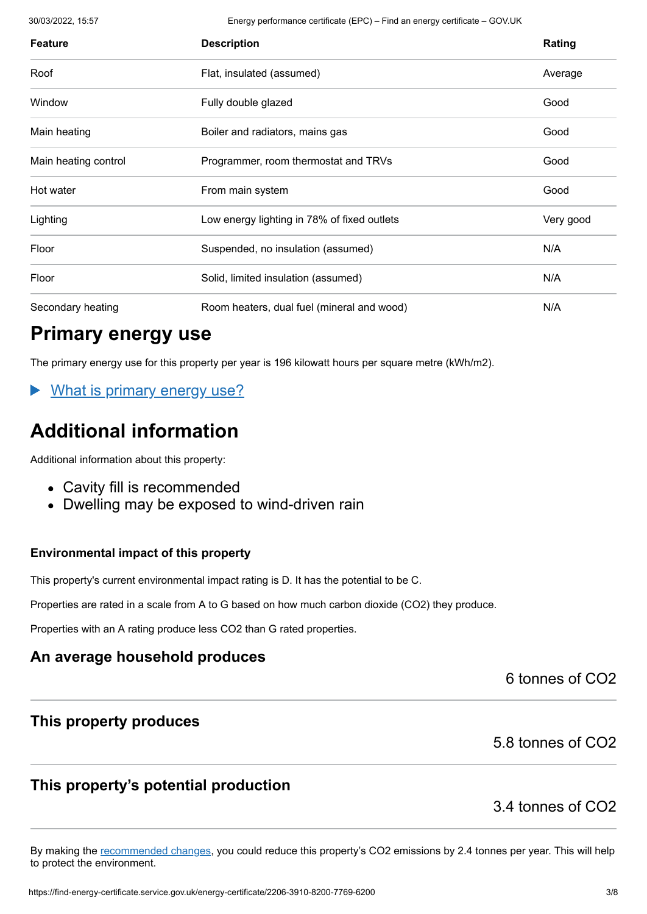| Feature | Description | Rating |
| --- | --- | --- |
| Roof | Flat, insulated (assumed) | Average |
| Window | Fully double glazed | Good |
| Main heating | Boiler and radiators, mains gas | Good |
| Main heating control | Programmer, room thermostat and TRVs | Good |
| Hot water | From main system | Good |
| Lighting | Low energy lighting in 78% of fixed outlets | Very good |
| Floor | Suspended, no insulation (assumed) | N/A |
| Floor | Solid, limited insulation (assumed) | N/A |
| Secondary heating | Room heaters, dual fuel (mineral and wood) | N/A |

# Primary energy use

The primary energy use for this property per year is 196 kilowatt hours per square metre (kWh/m2).

▶ What is primary energy use?

# Additional information

Additional information about this property:

- Cavity fill is recommended
- Dwelling may be exposed to wind-driven rain

### Environmental impact of this property

This property's current environmental impact rating is D. It has the potential to be C.

Properties are rated in a scale from A to G based on how much carbon dioxide ($CO_2$) they produce.

Properties with an A rating produce less $CO_2$ than G rated properties.

## An average household produces

6 tonnes of $CO_2$

## This property produces

5.8 tonnes of $CO_2$

## This property's potential production

3.4 tonnes of $CO_2$

By making the recommended changes, you could reduce this property's $CO_2$ emissions by 2.4 tonnes per year. This will help to protect the environment.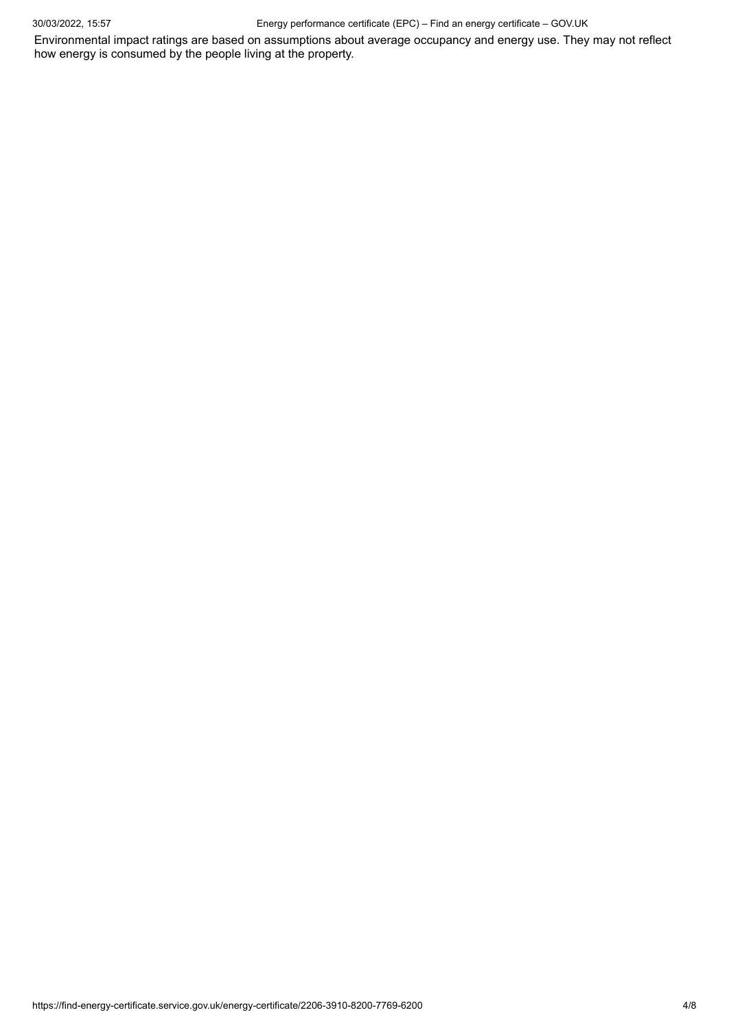Environmental impact ratings are based on assumptions about average occupancy and energy use. They may not reflect how energy is consumed by the people living at the property.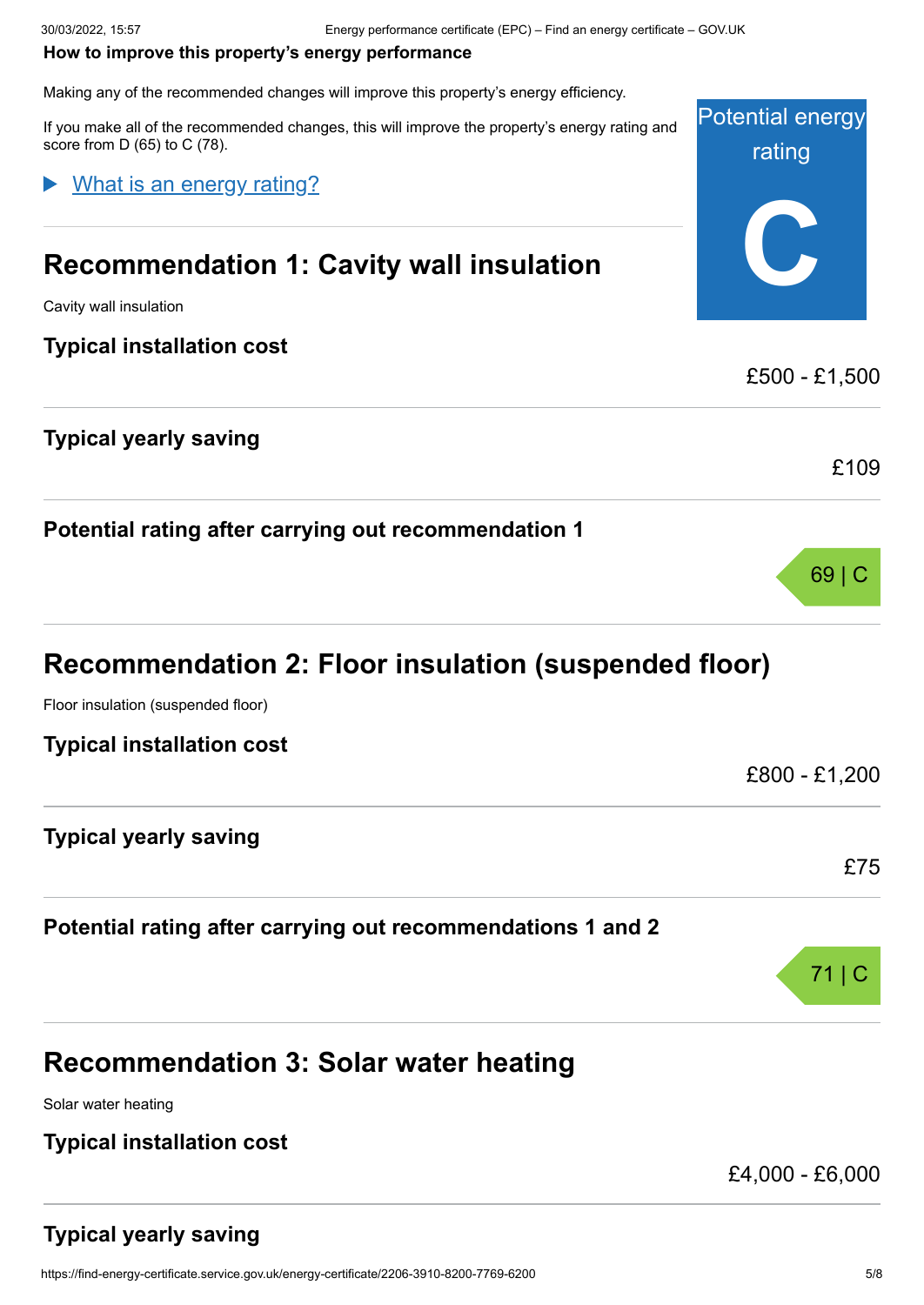**How to improve this property's energy performance**

Making any of the recommended changes will improve this property's energy efficiency.

If you make all of the recommended changes, this will improve the property's energy rating and score from D (65) to C (78).

Potential energy rating

**C**

▶ What is an energy rating?

## Recommendation 1: Cavity wall insulation

Cavity wall insulation

### Typical installation cost

£500 - £1,500

### Typical yearly saving

£109

### Potential rating after carrying out recommendation 1

69 | C

## Recommendation 2: Floor insulation (suspended floor)

Floor insulation (suspended floor)

### Typical installation cost

£800 - £1,200

### Typical yearly saving

£75

### Potential rating after carrying out recommendations 1 and 2

71 | C

## Recommendation 3: Solar water heating

Solar water heating

### Typical installation cost

£4,000 - £6,000

### Typical yearly saving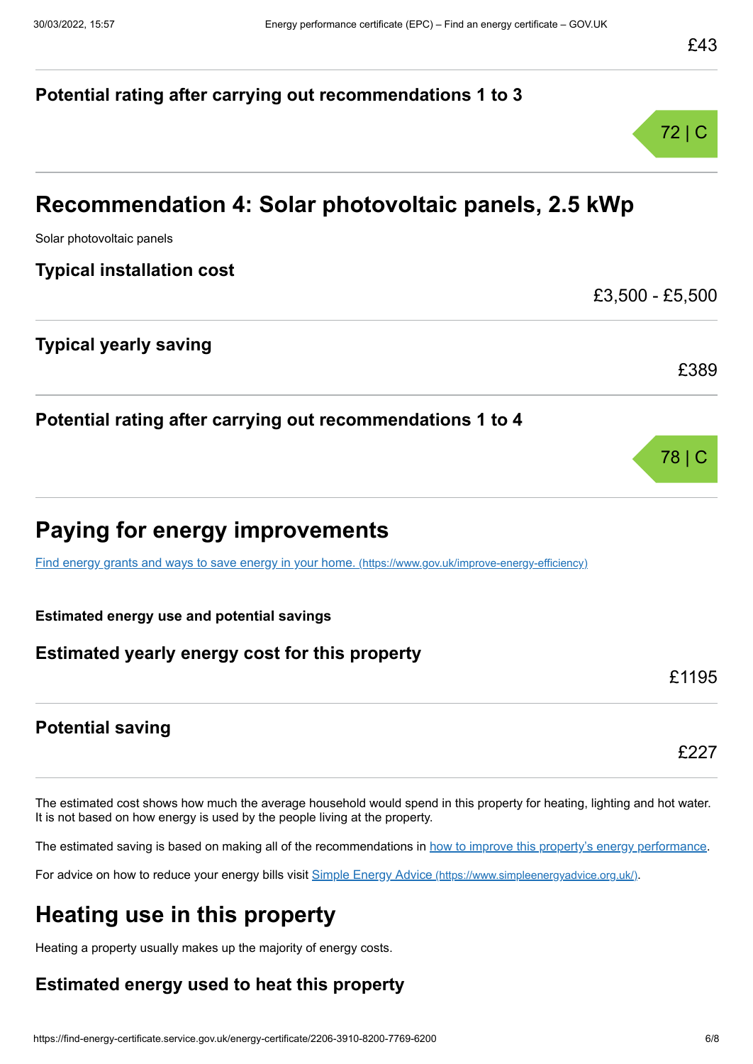£43

### Potential rating after carrying out recommendations 1 to 3

72 | C

## Recommendation 4: Solar photovoltaic panels, 2.5 kWp

Solar photovoltaic panels

### Typical installation cost

£3,500 - £5,500

### Typical yearly saving

£389

### Potential rating after carrying out recommendations 1 to 4

78 | C

## Paying for energy improvements

[Find energy grants and ways to save energy in your home. (https://www.gov.uk/improve-energy-efficiency)](https://www.gov.uk/improve-energy-efficiency)

**Estimated energy use and potential savings**

### Estimated yearly energy cost for this property

£1195

### Potential saving

£227

The estimated cost shows how much the average household would spend in this property for heating, lighting and hot water. It is not based on how energy is used by the people living at the property.

The estimated saving is based on making all of the recommendations in how to improve this property's energy performance.

For advice on how to reduce your energy bills visit [Simple Energy Advice (https://www.simpleenergyadvice.org.uk/)](https://www.simpleenergyadvice.org.uk/).

## Heating use in this property

Heating a property usually makes up the majority of energy costs.

### Estimated energy used to heat this property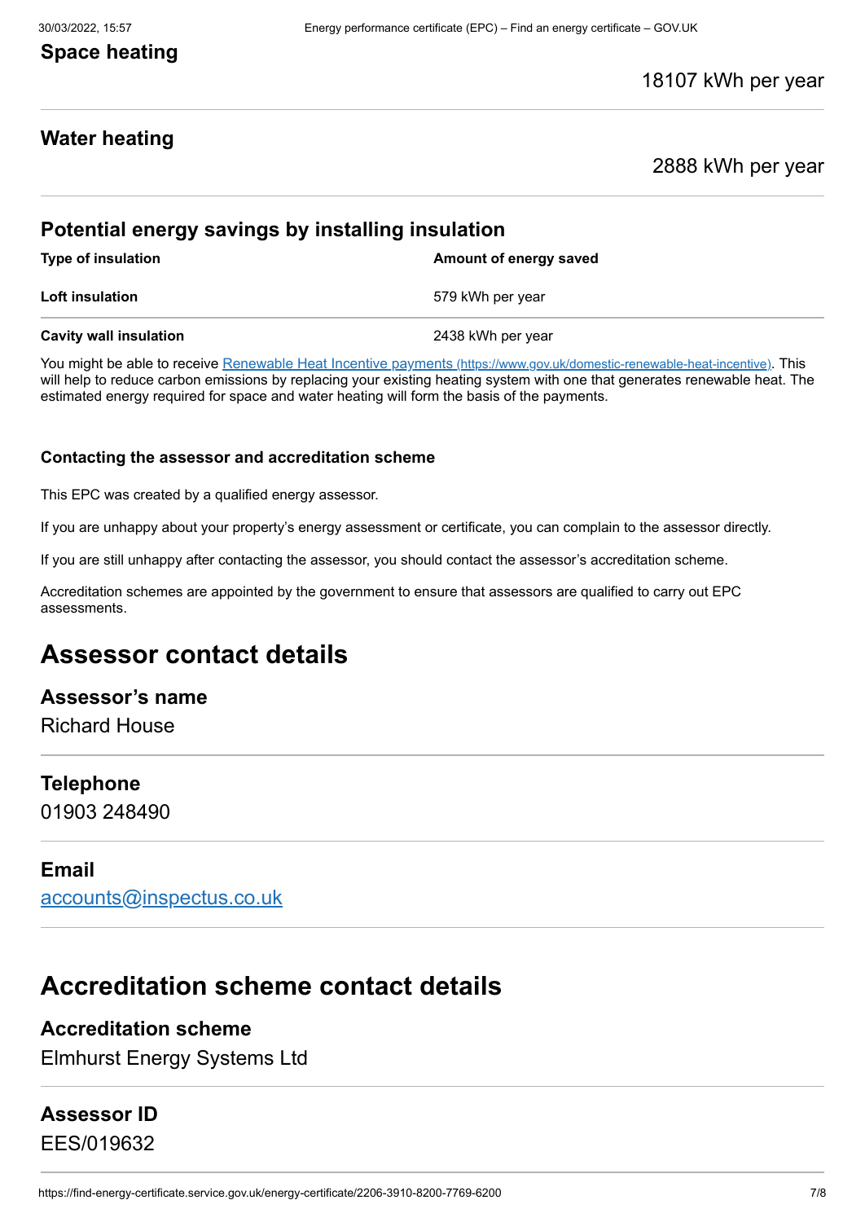### Space heating

18107 kWh per year

### Water heating

2888 kWh per year

### Potential energy savings by installing insulation

| Type of insulation | Amount of energy saved |
| --- | --- |
| **Loft insulation** | 579 kWh per year |
| **Cavity wall insulation** | 2438 kWh per year |

You might be able to receive [Renewable Heat Incentive payments (https://www.gov.uk/domestic-renewable-heat-incentive)](https://www.gov.uk/domestic-renewable-heat-incentive). This will help to reduce carbon emissions by replacing your existing heating system with one that generates renewable heat. The estimated energy required for space and water heating will form the basis of the payments.

#### Contacting the assessor and accreditation scheme

This EPC was created by a qualified energy assessor.

If you are unhappy about your property's energy assessment or certificate, you can complain to the assessor directly.

If you are still unhappy after contacting the assessor, you should contact the assessor's accreditation scheme.

Accreditation schemes are appointed by the government to ensure that assessors are qualified to carry out EPC assessments.

## Assessor contact details

### Assessor's name

Richard House

### Telephone

01903 248490

### Email

[accounts@inspectus.co.uk](mailto:accounts@inspectus.co.uk)

## Accreditation scheme contact details

### Accreditation scheme

Elmhurst Energy Systems Ltd

### Assessor ID

EES/019632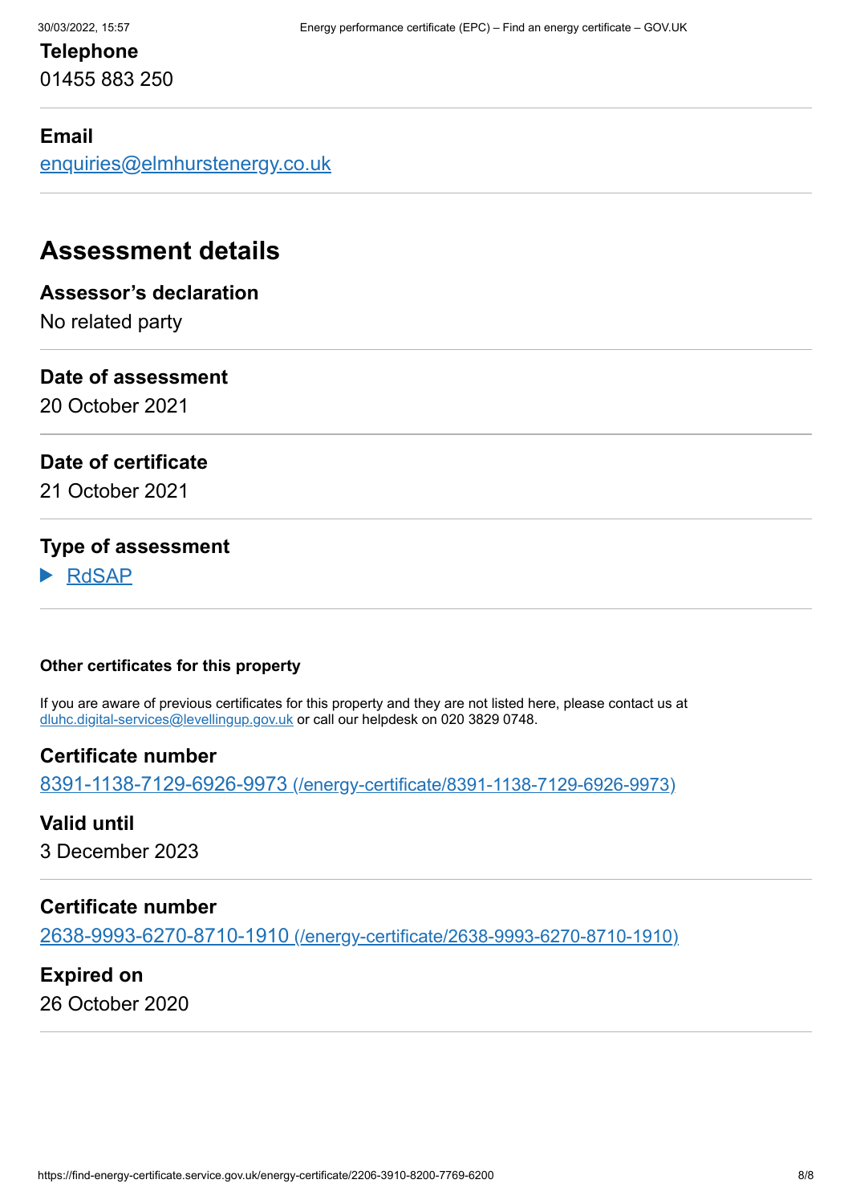**Telephone**

01455 883 250

**Email**

enquiries@elmhurstenergy.co.uk

## Assessment details

**Assessor's declaration**

No related party

**Date of assessment**

20 October 2021

**Date of certificate**

21 October 2021

**Type of assessment**

▶ RdSAP

**Other certificates for this property**

If you are aware of previous certificates for this property and they are not listed here, please contact us at dluhc.digital-services@levellingup.gov.uk or call our helpdesk on 020 3829 0748.

**Certificate number**

8391-1138-7129-6926-9973 (/energy-certificate/8391-1138-7129-6926-9973)

**Valid until**

3 December 2023

**Certificate number**

2638-9993-6270-8710-1910 (/energy-certificate/2638-9993-6270-8710-1910)

**Expired on**

26 October 2020